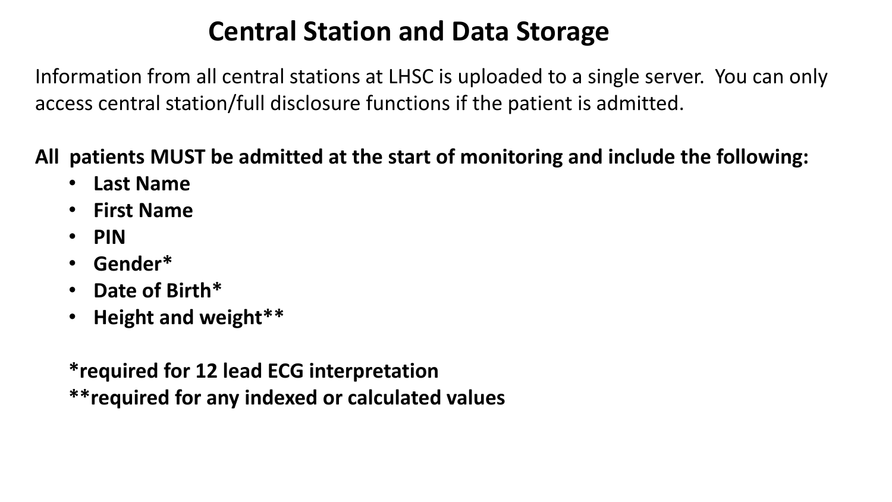# Central Station and Data Storage

Information from all central stations at LHSC is uploaded to a single server. You can only access central station/full disclosure functions if the patient is admitted.

**All patients MUST be admitted at the start of monitoring and include the following:**

- **Last Name**
- **First Name**
- **PIN**
- **Gender***
- **Date of Birth***
- **Height and weight****

**\*required for 12 lead ECG interpretation**

**\*\*required for any indexed or calculated values**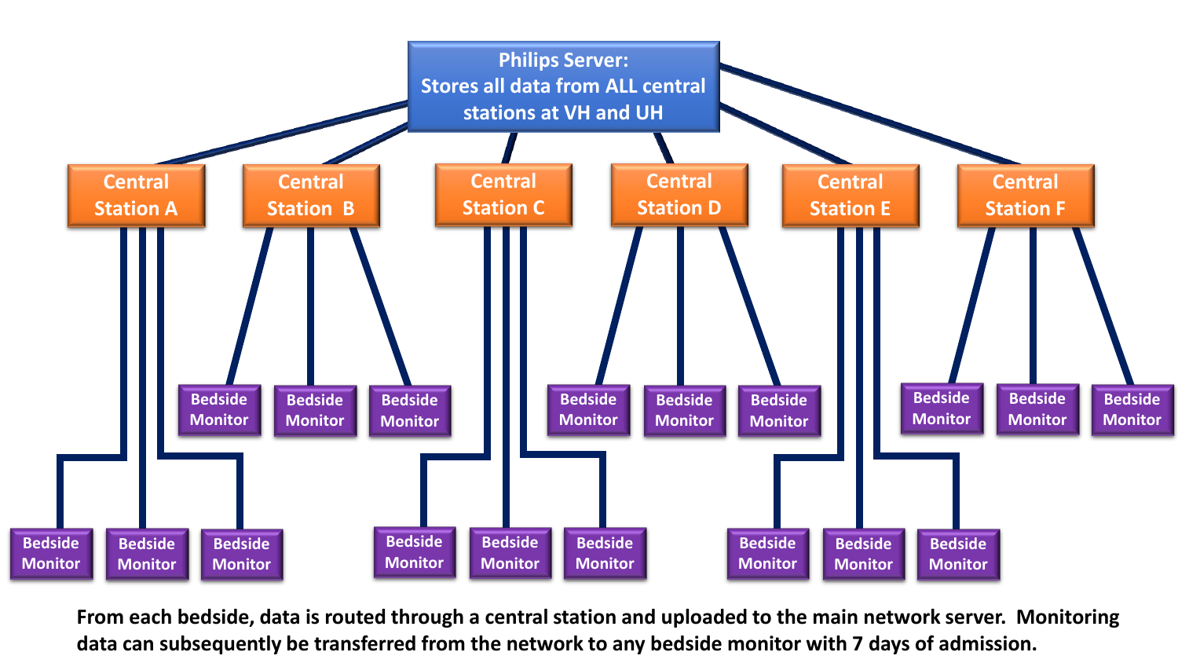Philips Server: Stores all data from ALL central stations at VH and UH

Central Station A | Central Station B | Central Station C | Central Station D | Central Station E | Central Station F

Bedside Monitor (×3 per central station)

From each bedside, data is routed through a central station and uploaded to the main network server. Monitoring data can subsequently be transferred from the network to any bedside monitor with 7 days of admission.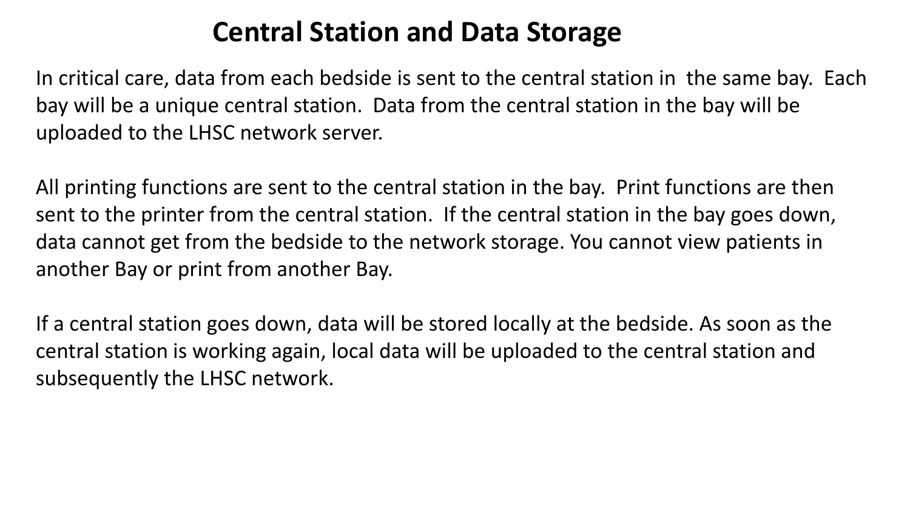# Central Station and Data Storage

In critical care, data from each bedside is sent to the central station in the same bay. Each bay will be a unique central station. Data from the central station in the bay will be uploaded to the LHSC network server.

All printing functions are sent to the central station in the bay. Print functions are then sent to the printer from the central station. If the central station in the bay goes down, data cannot get from the bedside to the network storage. You cannot view patients in another Bay or print from another Bay.

If a central station goes down, data will be stored locally at the bedside. As soon as the central station is working again, local data will be uploaded to the central station and subsequently the LHSC network.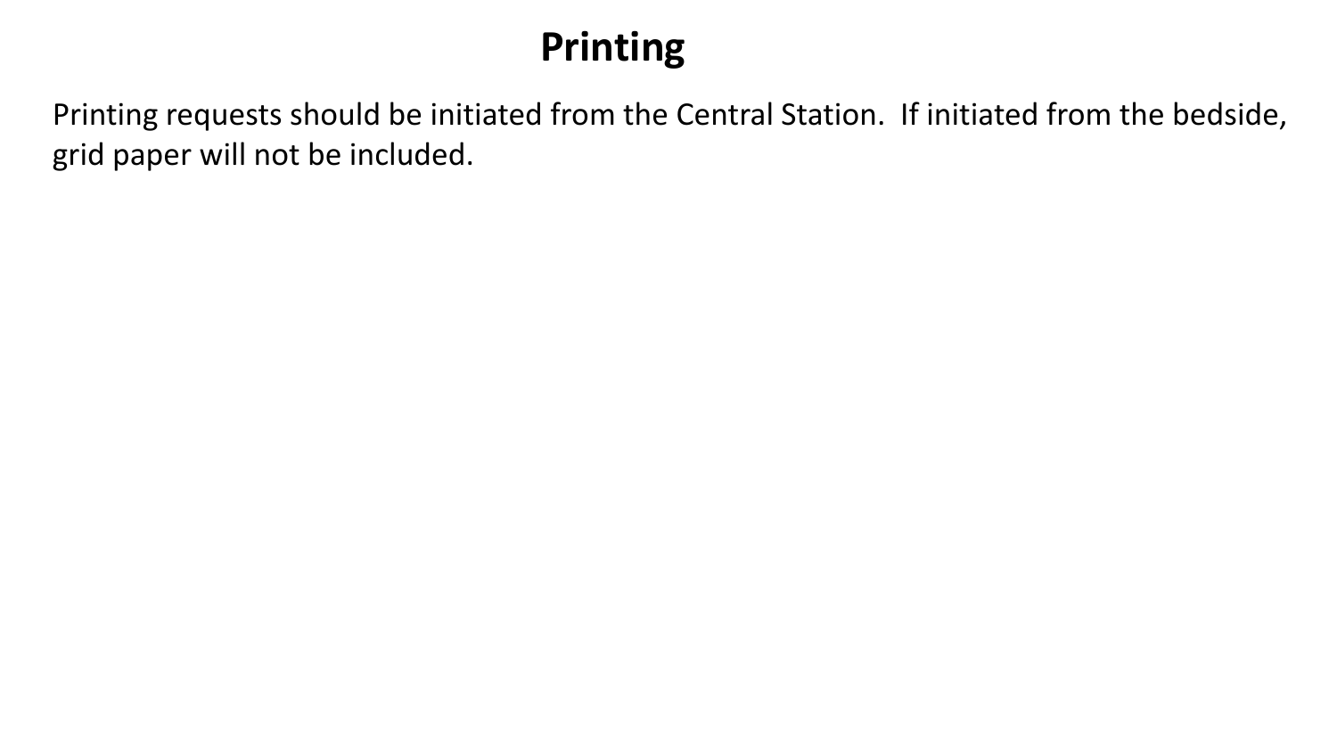# Printing

Printing requests should be initiated from the Central Station. If initiated from the bedside, grid paper will not be included.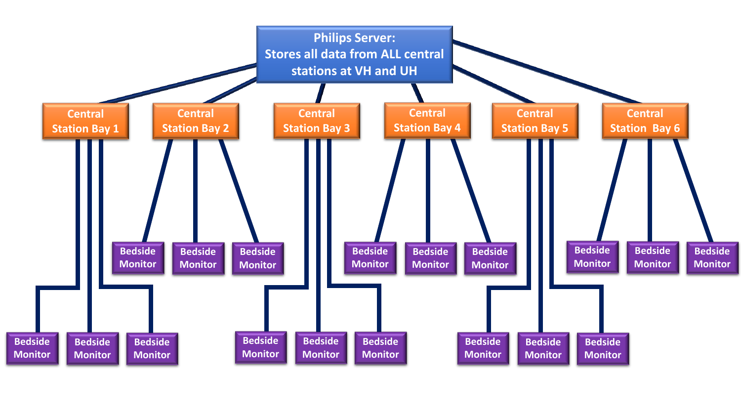**Philips Server: Stores all data from ALL central stations at VH and UH**

- **Central Station Bay 1**
  - Bedside Monitor
  - Bedside Monitor
  - Bedside Monitor
- **Central Station Bay 2**
  - Bedside Monitor
  - Bedside Monitor
  - Bedside Monitor
- **Central Station Bay 3**
  - Bedside Monitor
  - Bedside Monitor
  - Bedside Monitor
- **Central Station Bay 4**
  - Bedside Monitor
  - Bedside Monitor
  - Bedside Monitor
- **Central Station Bay 5**
  - Bedside Monitor
  - Bedside Monitor
  - Bedside Monitor
- **Central Station Bay 6**
  - Bedside Monitor
  - Bedside Monitor
  - Bedside Monitor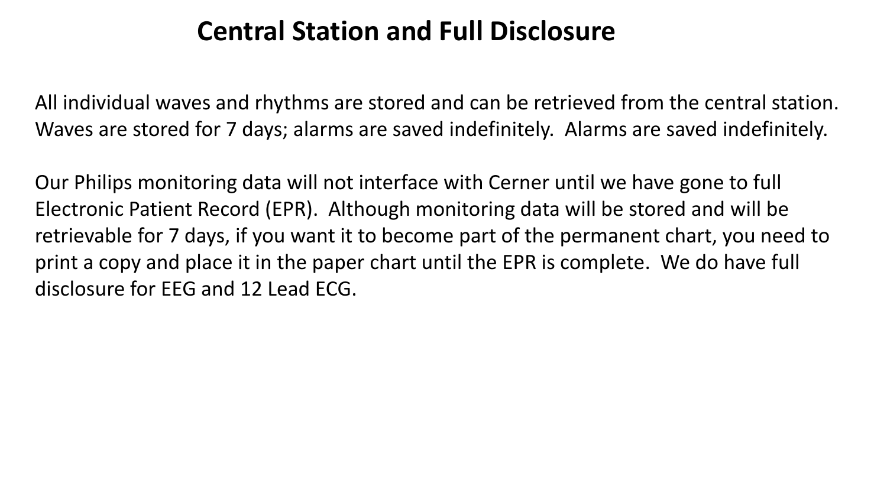# Central Station and Full Disclosure

All individual waves and rhythms are stored and can be retrieved from the central station. Waves are stored for 7 days; alarms are saved indefinitely. Alarms are saved indefinitely.

Our Philips monitoring data will not interface with Cerner until we have gone to full Electronic Patient Record (EPR). Although monitoring data will be stored and will be retrievable for 7 days, if you want it to become part of the permanent chart, you need to print a copy and place it in the paper chart until the EPR is complete. We do have full disclosure for EEG and 12 Lead ECG.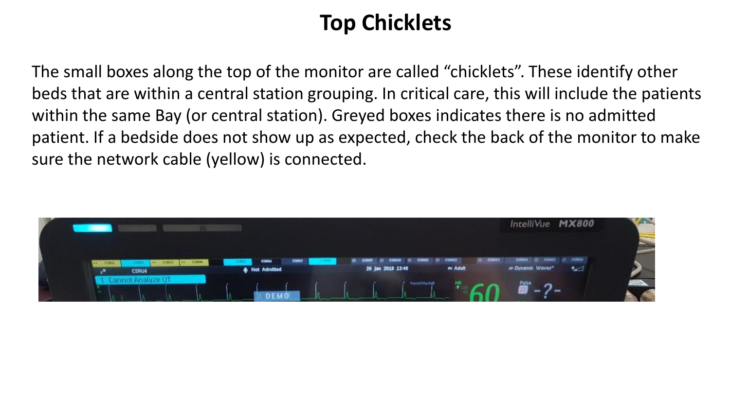# Top Chicklets

The small boxes along the top of the monitor are called "chicklets". These identify other beds that are within a central station grouping. In critical care, this will include the patients within the same Bay (or central station). Greyed boxes indicates there is no admitted patient. If a bedside does not show up as expected, check the back of the monitor to make sure the network cable (yellow) is connected.